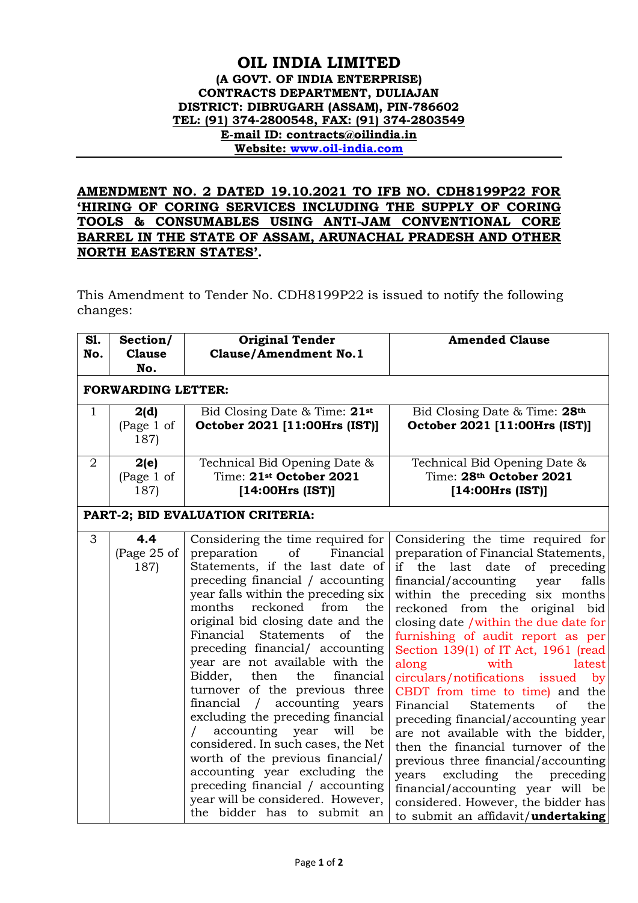# OIL INDIA LIMITED

**(A GOVT. OF INDIA ENTERPRISE)**
**CONTRACTS DEPARTMENT, DULIAJAN**
**DISTRICT: DIBRUGARH (ASSAM), PIN-786602**
**TEL: (91) 374-2800548, FAX: (91) 374-2803549**
**E-mail ID: contracts@oilindia.in**
**Website: www.oil-india.com**

**AMENDMENT NO. 2 DATED 19.10.2021 TO IFB NO. CDH8199P22 FOR 'HIRING OF CORING SERVICES INCLUDING THE SUPPLY OF CORING TOOLS & CONSUMABLES USING ANTI-JAM CONVENTIONAL CORE BARREL IN THE STATE OF ASSAM, ARUNACHAL PRADESH AND OTHER NORTH EASTERN STATES'.**

This Amendment to Tender No. CDH8199P22 is issued to notify the following changes:

| Sl. No. | Section/ Clause No. | Original Tender Clause/Amendment No.1 | Amended Clause |
|---|---|---|---|
| **FORWARDING LETTER:** | | | |
| 1 | **2(d)** (Page 1 of 187) | Bid Closing Date & Time: **21st October 2021 [11:00Hrs (IST)]** | Bid Closing Date & Time: **28th October 2021 [11:00Hrs (IST)]** |
| 2 | **2(e)** (Page 1 of 187) | Technical Bid Opening Date & Time: **21st October 2021 [14:00Hrs (IST)]** | Technical Bid Opening Date & Time: **28th October 2021 [14:00Hrs (IST)]** |
| **PART-2; BID EVALUATION CRITERIA:** | | | |
| 3 | **4.4** (Page 25 of 187) | Considering the time required for preparation of Financial Statements, if the last date of preceding financial / accounting year falls within the preceding six months reckoned from the original bid closing date and the Financial Statements of the preceding financial/ accounting year are not available with the Bidder, then the financial turnover of the previous three financial / accounting years excluding the preceding financial / accounting year will be considered. In such cases, the Net worth of the previous financial/ accounting year excluding the preceding financial / accounting year will be considered. However, the bidder has to submit an | Considering the time required for preparation of Financial Statements, if the last date of preceding financial/accounting year falls within the preceding six months reckoned from the original bid closing date /within the due date for furnishing of audit report as per Section 139(1) of IT Act, 1961 (read along with latest circulars/notifications issued by CBDT from time to time) and the Financial Statements of the preceding financial/accounting year are not available with the bidder, then the financial turnover of the previous three financial/accounting years excluding the preceding financial/accounting year will be considered. However, the bidder has to submit an affidavit/**undertaking** |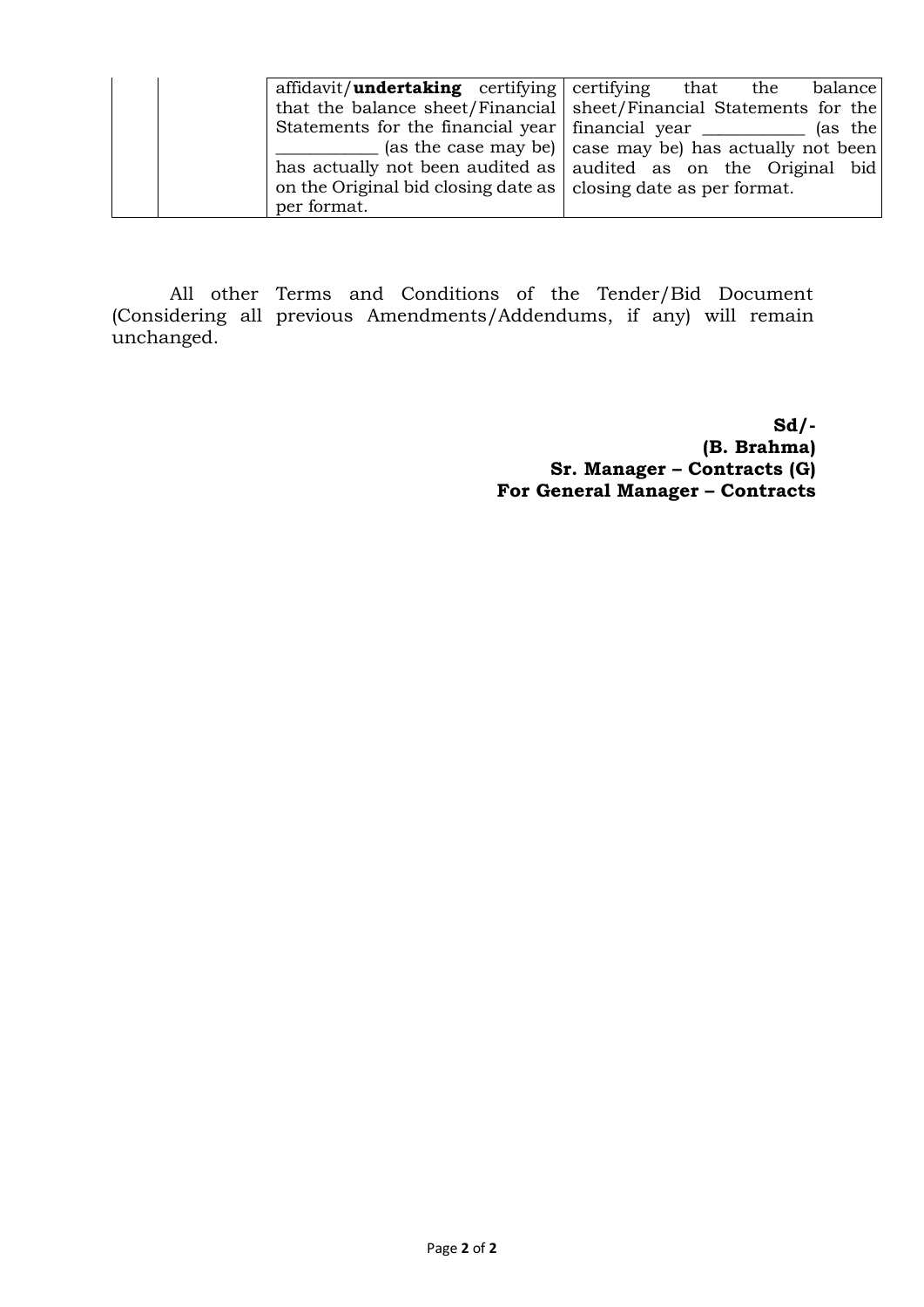| | | | |
|---|---|---|---|
| | | affidavit/**undertaking** certifying that the balance sheet/Financial Statements for the financial year ___________ (as the case may be) has actually not been audited as on the Original bid closing date as per format. | certifying that the balance sheet/Financial Statements for the financial year ___________ (as the case may be) has actually not been audited as on the Original bid closing date as per format. |

All other Terms and Conditions of the Tender/Bid Document (Considering all previous Amendments/Addendums, if any) will remain unchanged.

**Sd/-**
**(B. Brahma)**
**Sr. Manager – Contracts (G)**
**For General Manager – Contracts**